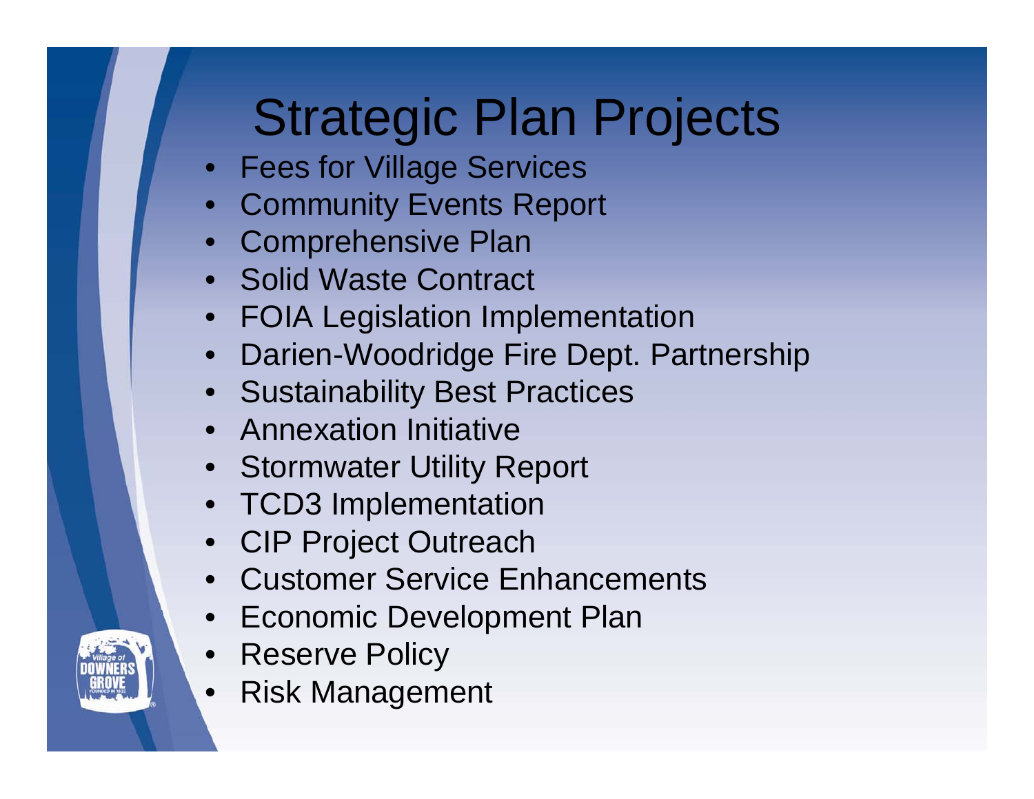# Strategic Plan Projects

- Fees for Village Services
- Community Events Report
- Comprehensive Plan
- Solid Waste Contract
- FOIA Legislation Implementation
- Darien-Woodridge Fire Dept. Partnership
- Sustainability Best Practices
- Annexation Initiative
- Stormwater Utility Report
- TCD3 Implementation
- CIP Project Outreach
- Customer Service Enhancements
- Economic Development Plan
- Reserve Policy
- Risk Management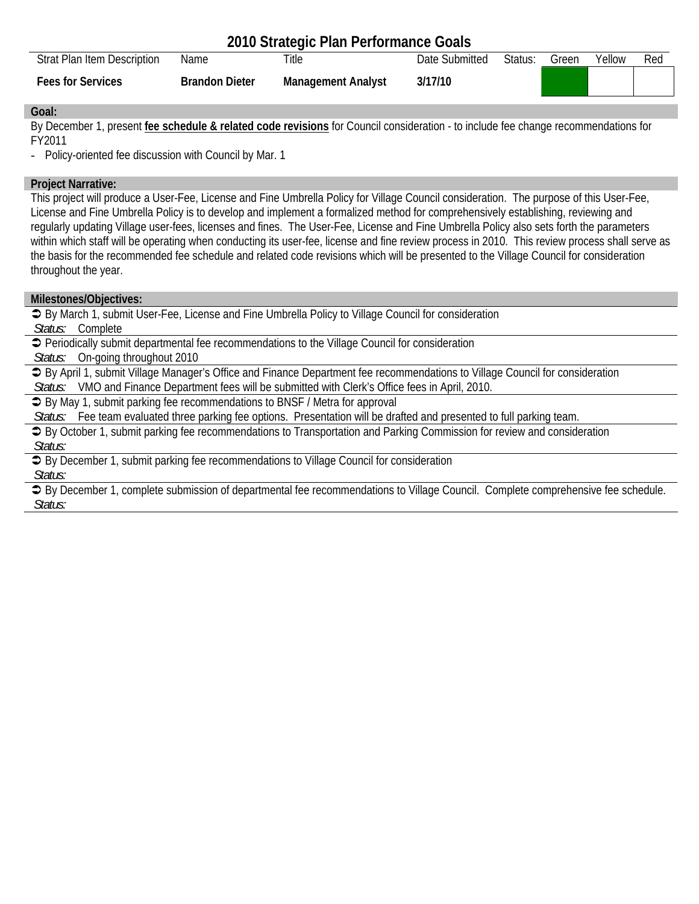# 2010 Strategic Plan Performance Goals

| Strat Plan Item Description | Name | Title | Date Submitted | Status: | Green | Yellow | Red |
|---|---|---|---|---|---|---|---|
| **Fees for Services** | **Brandon Dieter** | **Management Analyst** | **3/17/10** | | | | |

## Goal:

By December 1, present **fee schedule & related code revisions** for Council consideration - to include fee change recommendations for FY2011

- Policy-oriented fee discussion with Council by Mar. 1

## Project Narrative:

This project will produce a User-Fee, License and Fine Umbrella Policy for Village Council consideration. The purpose of this User-Fee, License and Fine Umbrella Policy is to develop and implement a formalized method for comprehensively establishing, reviewing and regularly updating Village user-fees, licenses and fines. The User-Fee, License and Fine Umbrella Policy also sets forth the parameters within which staff will be operating when conducting its user-fee, license and fine review process in 2010. This review process shall serve as the basis for the recommended fee schedule and related code revisions which will be presented to the Village Council for consideration throughout the year.

## Milestones/Objectives:

➲ By March 1, submit User-Fee, License and Fine Umbrella Policy to Village Council for consideration
*Status:* Complete

➲ Periodically submit departmental fee recommendations to the Village Council for consideration
*Status:* On-going throughout 2010

➲ By April 1, submit Village Manager's Office and Finance Department fee recommendations to Village Council for consideration
*Status:* VMO and Finance Department fees will be submitted with Clerk's Office fees in April, 2010.

➲ By May 1, submit parking fee recommendations to BNSF / Metra for approval
*Status:* Fee team evaluated three parking fee options. Presentation will be drafted and presented to full parking team.

➲ By October 1, submit parking fee recommendations to Transportation and Parking Commission for review and consideration
*Status:*

➲ By December 1, submit parking fee recommendations to Village Council for consideration
*Status:*

➲ By December 1, complete submission of departmental fee recommendations to Village Council. Complete comprehensive fee schedule.
*Status:*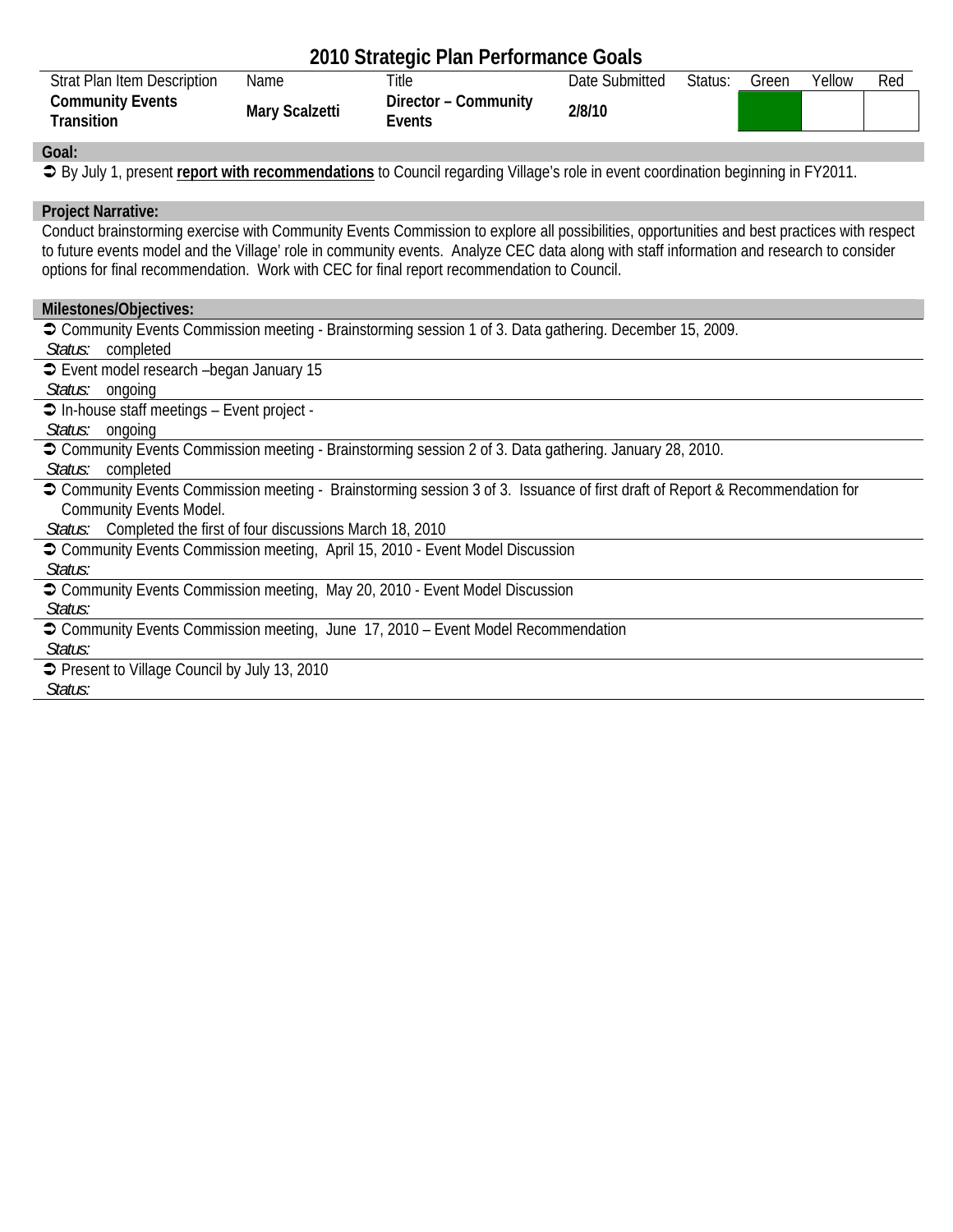# 2010 Strategic Plan Performance Goals

| Strat Plan Item Description | Name | Title | Date Submitted | Status: | Green | Yellow | Red |
|---|---|---|---|---|---|---|---|
| **Community Events Transition** | **Mary Scalzetti** | **Director – Community Events** | **2/8/10** | | ■ | | |

**Goal:**

➲ By July 1, present **report with recommendations** to Council regarding Village's role in event coordination beginning in FY2011.

**Project Narrative:**

Conduct brainstorming exercise with Community Events Commission to explore all possibilities, opportunities and best practices with respect to future events model and the Village' role in community events. Analyze CEC data along with staff information and research to consider options for final recommendation. Work with CEC for final report recommendation to Council.

**Milestones/Objectives:**

➲ Community Events Commission meeting - Brainstorming session 1 of 3. Data gathering. December 15, 2009.
*Status:* completed

➲ Event model research –began January 15
*Status:* ongoing

➲ In-house staff meetings – Event project -
*Status:* ongoing

➲ Community Events Commission meeting - Brainstorming session 2 of 3. Data gathering. January 28, 2010.
*Status:* completed

➲ Community Events Commission meeting - Brainstorming session 3 of 3. Issuance of first draft of Report & Recommendation for Community Events Model.
*Status:* Completed the first of four discussions March 18, 2010

➲ Community Events Commission meeting, April 15, 2010 - Event Model Discussion
*Status:*

➲ Community Events Commission meeting, May 20, 2010 - Event Model Discussion
*Status:*

➲ Community Events Commission meeting, June 17, 2010 – Event Model Recommendation
*Status:*

➲ Present to Village Council by July 13, 2010
*Status:*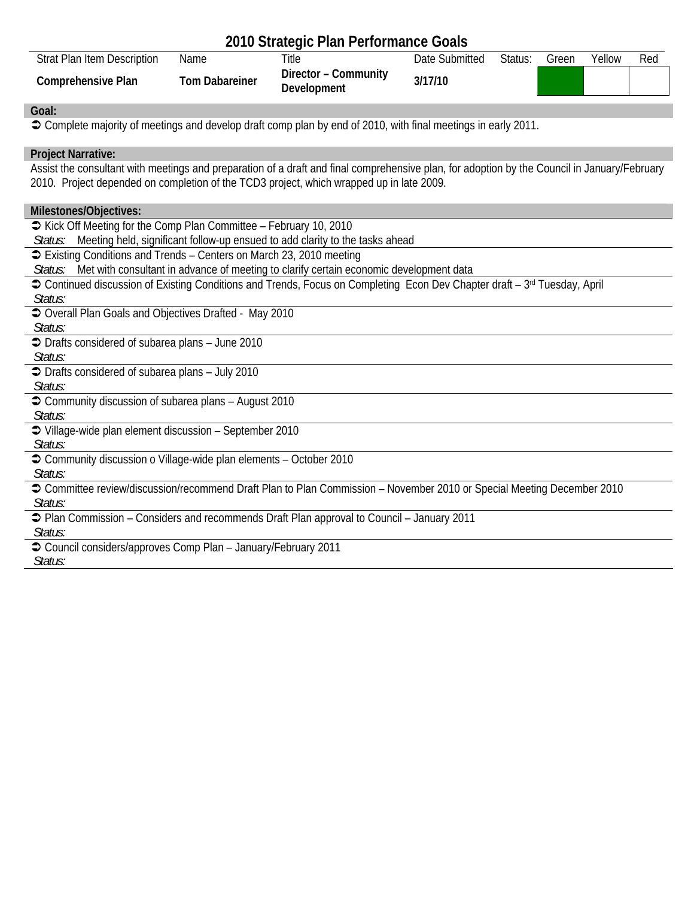# 2010 Strategic Plan Performance Goals

| Strat Plan Item Description | Name | Title | Date Submitted | Status: | Green | Yellow | Red |
|---|---|---|---|---|---|---|---|
| **Comprehensive Plan** | **Tom Dabareiner** | **Director – Community Development** | **3/17/10** | | ■ | | |

**Goal:**

➲ Complete majority of meetings and develop draft comp plan by end of 2010, with final meetings in early 2011.

**Project Narrative:**

Assist the consultant with meetings and preparation of a draft and final comprehensive plan, for adoption by the Council in January/February 2010. Project depended on completion of the TCD3 project, which wrapped up in late 2009.

**Milestones/Objectives:**

➲ Kick Off Meeting for the Comp Plan Committee – February 10, 2010
*Status:* Meeting held, significant follow-up ensued to add clarity to the tasks ahead

➲ Existing Conditions and Trends – Centers on March 23, 2010 meeting
*Status:* Met with consultant in advance of meeting to clarify certain economic development data

➲ Continued discussion of Existing Conditions and Trends, Focus on Completing Econ Dev Chapter draft – 3rd Tuesday, April
*Status:*

➲ Overall Plan Goals and Objectives Drafted - May 2010
*Status:*

➲ Drafts considered of subarea plans – June 2010
*Status:*

➲ Drafts considered of subarea plans – July 2010
*Status:*

➲ Community discussion of subarea plans – August 2010
*Status:*

➲ Village-wide plan element discussion – September 2010
*Status:*

➲ Community discussion o Village-wide plan elements – October 2010
*Status:*

➲ Committee review/discussion/recommend Draft Plan to Plan Commission – November 2010 or Special Meeting December 2010
*Status:*

➲ Plan Commission – Considers and recommends Draft Plan approval to Council – January 2011
*Status:*

➲ Council considers/approves Comp Plan – January/February 2011
*Status:*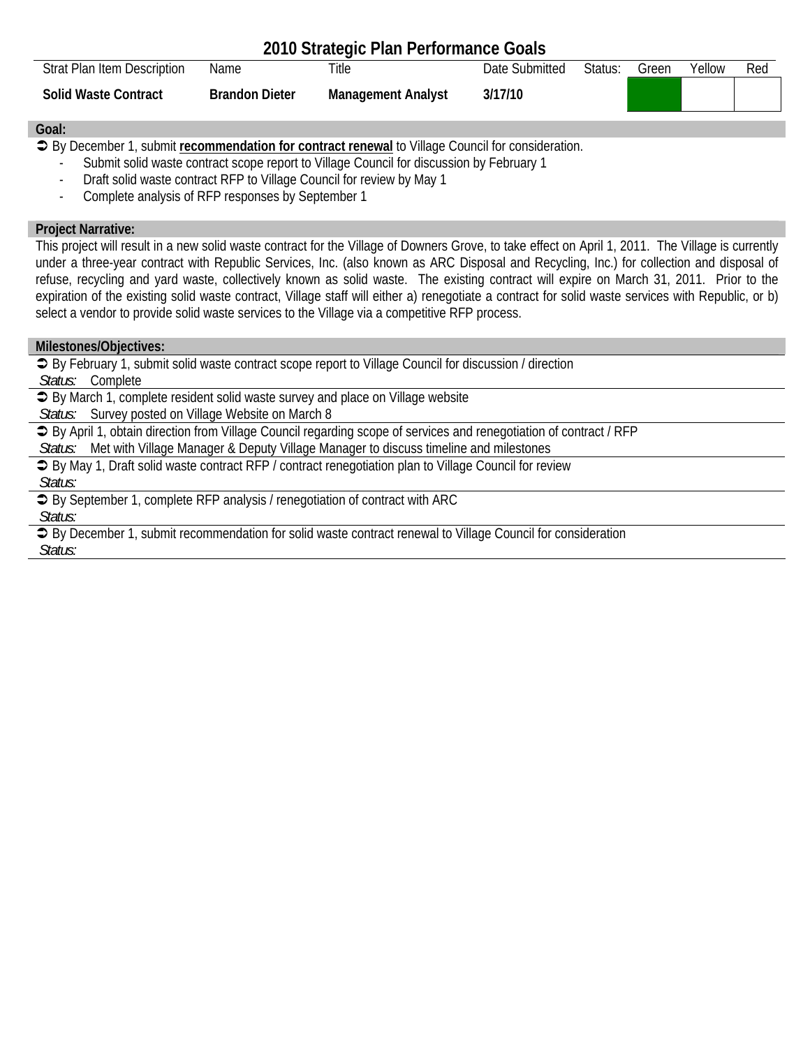# 2010 Strategic Plan Performance Goals

| Strat Plan Item Description | Name | Title | Date Submitted | Status: | Green | Yellow | Red |
|---|---|---|---|---|---|---|---|
| **Solid Waste Contract** | **Brandon Dieter** | **Management Analyst** | **3/17/10** | | ■ | | |

## Goal:

➲ By December 1, submit **recommendation for contract renewal** to Village Council for consideration.

- Submit solid waste contract scope report to Village Council for discussion by February 1
- Draft solid waste contract RFP to Village Council for review by May 1
- Complete analysis of RFP responses by September 1

## Project Narrative:

This project will result in a new solid waste contract for the Village of Downers Grove, to take effect on April 1, 2011. The Village is currently under a three-year contract with Republic Services, Inc. (also known as ARC Disposal and Recycling, Inc.) for collection and disposal of refuse, recycling and yard waste, collectively known as solid waste. The existing contract will expire on March 31, 2011. Prior to the expiration of the existing solid waste contract, Village staff will either a) renegotiate a contract for solid waste services with Republic, or b) select a vendor to provide solid waste services to the Village via a competitive RFP process.

## Milestones/Objectives:

➲ By February 1, submit solid waste contract scope report to Village Council for discussion / direction
*Status:* Complete

➲ By March 1, complete resident solid waste survey and place on Village website
*Status:* Survey posted on Village Website on March 8

➲ By April 1, obtain direction from Village Council regarding scope of services and renegotiation of contract / RFP
*Status:* Met with Village Manager & Deputy Village Manager to discuss timeline and milestones

➲ By May 1, Draft solid waste contract RFP / contract renegotiation plan to Village Council for review
*Status:*

➲ By September 1, complete RFP analysis / renegotiation of contract with ARC
*Status:*

➲ By December 1, submit recommendation for solid waste contract renewal to Village Council for consideration
*Status:*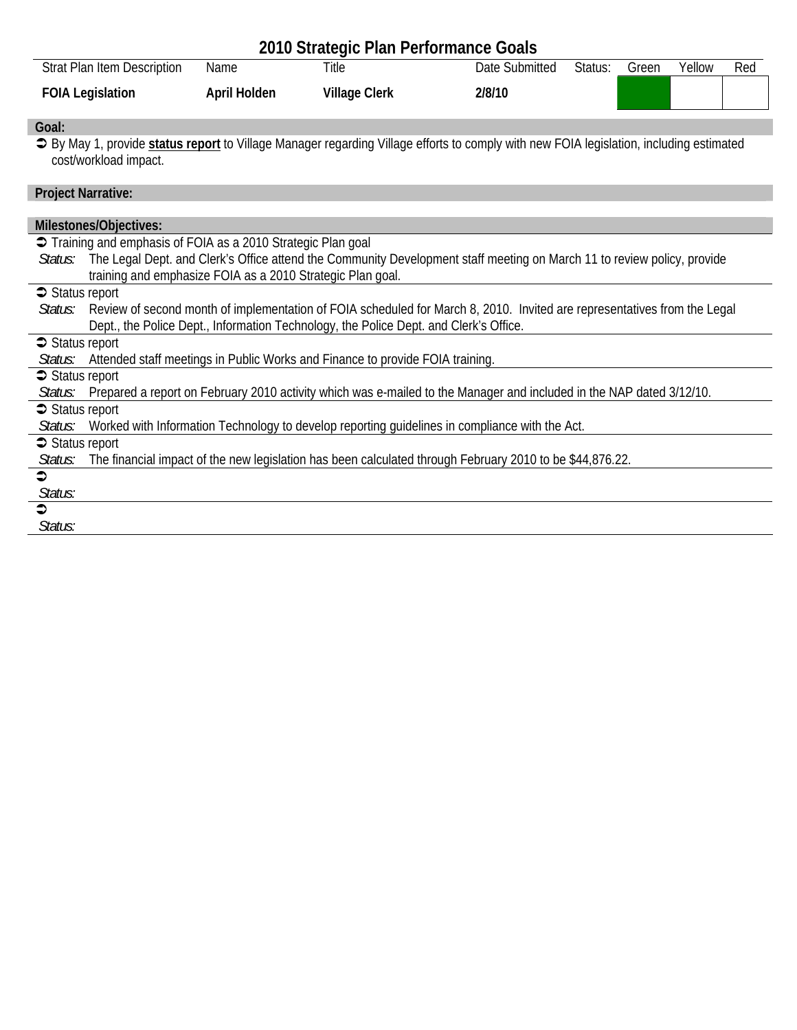# 2010 Strategic Plan Performance Goals

| Strat Plan Item Description | Name | Title | Date Submitted | Status: | Green | Yellow | Red |
|---|---|---|---|---|---|---|---|
| **FOIA Legislation** | **April Holden** | **Village Clerk** | **2/8/10** | | ■ | | |

**Goal:**

➲ By May 1, provide **status report** to Village Manager regarding Village efforts to comply with new FOIA legislation, including estimated cost/workload impact.

**Project Narrative:**

**Milestones/Objectives:**

➲ Training and emphasis of FOIA as a 2010 Strategic Plan goal
*Status:* The Legal Dept. and Clerk's Office attend the Community Development staff meeting on March 11 to review policy, provide training and emphasize FOIA as a 2010 Strategic Plan goal.

➲ Status report
*Status:* Review of second month of implementation of FOIA scheduled for March 8, 2010. Invited are representatives from the Legal Dept., the Police Dept., Information Technology, the Police Dept. and Clerk's Office.

➲ Status report
*Status:* Attended staff meetings in Public Works and Finance to provide FOIA training.

➲ Status report
*Status:* Prepared a report on February 2010 activity which was e-mailed to the Manager and included in the NAP dated 3/12/10.

➲ Status report
*Status:* Worked with Information Technology to develop reporting guidelines in compliance with the Act.

➲ Status report
*Status:* The financial impact of the new legislation has been calculated through February 2010 to be $44,876.22.

➲
*Status:*

➲
*Status:*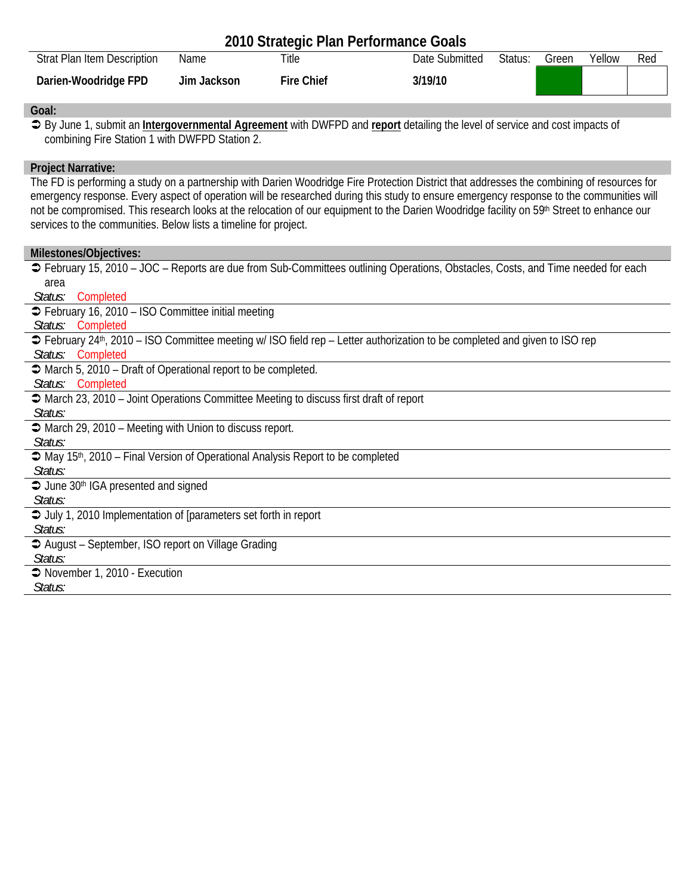# 2010 Strategic Plan Performance Goals

| Strat Plan Item Description | Name | Title | Date Submitted | Status: | Green | Yellow | Red |
|---|---|---|---|---|---|---|---|
| **Darien-Woodridge FPD** | **Jim Jackson** | **Fire Chief** | **3/19/10** | | ■ | | |

## Goal:

- By June 1, submit an **Intergovernmental Agreement** with DWFPD and **report** detailing the level of service and cost impacts of combining Fire Station 1 with DWFPD Station 2.

## Project Narrative:

The FD is performing a study on a partnership with Darien Woodridge Fire Protection District that addresses the combining of resources for emergency response. Every aspect of operation will be researched during this study to ensure emergency response to the communities will not be compromised. This research looks at the relocation of our equipment to the Darien Woodridge facility on 59th Street to enhance our services to the communities. Below lists a timeline for project.

## Milestones/Objectives:

- February 15, 2010 – JOC – Reports are due from Sub-Committees outlining Operations, Obstacles, Costs, and Time needed for each area
  *Status:* Completed
- February 16, 2010 – ISO Committee initial meeting
  *Status:* Completed
- February 24th, 2010 – ISO Committee meeting w/ ISO field rep – Letter authorization to be completed and given to ISO rep
  *Status:* Completed
- March 5, 2010 – Draft of Operational report to be completed.
  *Status:* Completed
- March 23, 2010 – Joint Operations Committee Meeting to discuss first draft of report
  *Status:*
- March 29, 2010 – Meeting with Union to discuss report.
  *Status:*
- May 15th, 2010 – Final Version of Operational Analysis Report to be completed
  *Status:*
- June 30th IGA presented and signed
  *Status:*
- July 1, 2010 Implementation of [parameters set forth in report
  *Status:*
- August – September, ISO report on Village Grading
  *Status:*
- November 1, 2010 - Execution
  *Status:*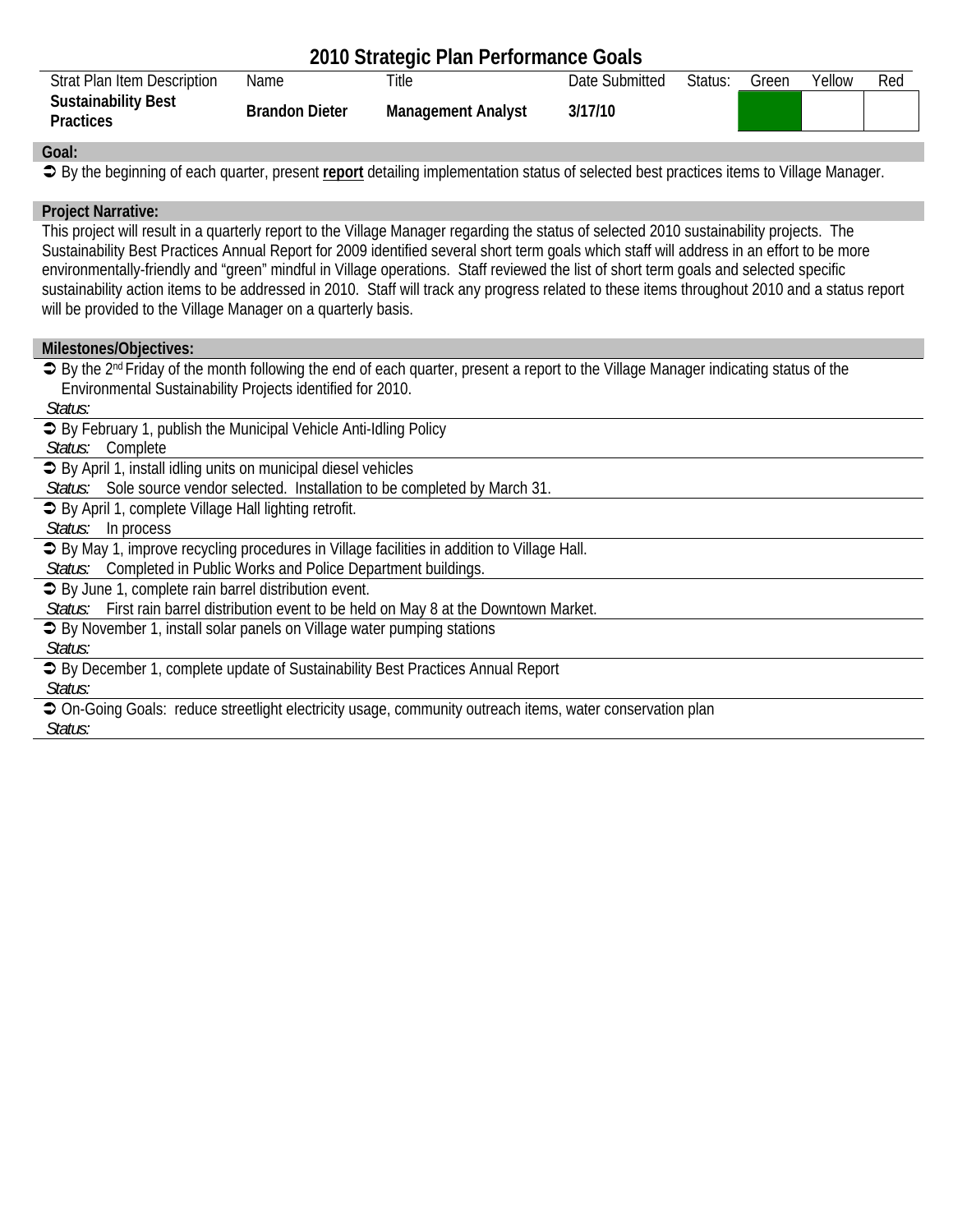# 2010 Strategic Plan Performance Goals

| Strat Plan Item Description | Name | Title | Date Submitted | Status: | Green | Yellow | Red |
|---|---|---|---|---|---|---|---|
| **Sustainability Best Practices** | **Brandon Dieter** | **Management Analyst** | **3/17/10** | | ■ | | |

**Goal:**

➲ By the beginning of each quarter, present **report** detailing implementation status of selected best practices items to Village Manager.

**Project Narrative:**

This project will result in a quarterly report to the Village Manager regarding the status of selected 2010 sustainability projects. The Sustainability Best Practices Annual Report for 2009 identified several short term goals which staff will address in an effort to be more environmentally-friendly and "green" mindful in Village operations. Staff reviewed the list of short term goals and selected specific sustainability action items to be addressed in 2010. Staff will track any progress related to these items throughout 2010 and a status report will be provided to the Village Manager on a quarterly basis.

**Milestones/Objectives:**

➲ By the 2nd Friday of the month following the end of each quarter, present a report to the Village Manager indicating status of the Environmental Sustainability Projects identified for 2010.
*Status:*

➲ By February 1, publish the Municipal Vehicle Anti-Idling Policy
*Status:* Complete

➲ By April 1, install idling units on municipal diesel vehicles
*Status:* Sole source vendor selected. Installation to be completed by March 31.

➲ By April 1, complete Village Hall lighting retrofit.
*Status:* In process

➲ By May 1, improve recycling procedures in Village facilities in addition to Village Hall.
*Status:* Completed in Public Works and Police Department buildings.

➲ By June 1, complete rain barrel distribution event.
*Status:* First rain barrel distribution event to be held on May 8 at the Downtown Market.

➲ By November 1, install solar panels on Village water pumping stations
*Status:*

➲ By December 1, complete update of Sustainability Best Practices Annual Report
*Status:*

➲ On-Going Goals: reduce streetlight electricity usage, community outreach items, water conservation plan
*Status:*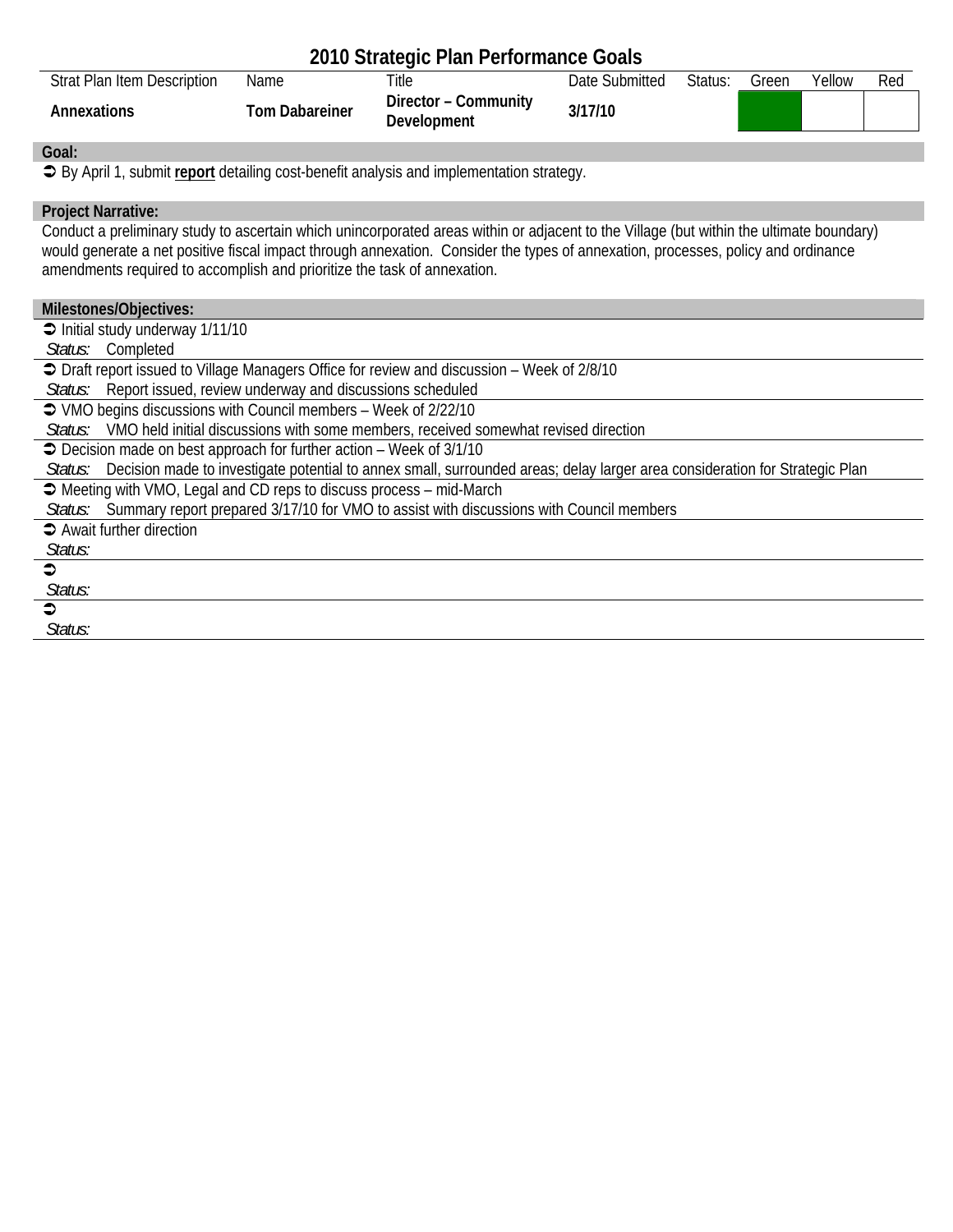# 2010 Strategic Plan Performance Goals

| Strat Plan Item Description | Name | Title | Date Submitted | Status: | Green | Yellow | Red |
|---|---|---|---|---|---|---|---|
| **Annexations** | **Tom Dabareiner** | **Director – Community Development** | **3/17/10** | | ■ | | |

**Goal:**

➲ By April 1, submit **report** detailing cost-benefit analysis and implementation strategy.

**Project Narrative:**

Conduct a preliminary study to ascertain which unincorporated areas within or adjacent to the Village (but within the ultimate boundary) would generate a net positive fiscal impact through annexation. Consider the types of annexation, processes, policy and ordinance amendments required to accomplish and prioritize the task of annexation.

**Milestones/Objectives:**

➲ Initial study underway 1/11/10
*Status:* Completed

➲ Draft report issued to Village Managers Office for review and discussion – Week of 2/8/10
*Status:* Report issued, review underway and discussions scheduled

➲ VMO begins discussions with Council members – Week of 2/22/10
*Status:* VMO held initial discussions with some members, received somewhat revised direction

➲ Decision made on best approach for further action – Week of 3/1/10
*Status:* Decision made to investigate potential to annex small, surrounded areas; delay larger area consideration for Strategic Plan

➲ Meeting with VMO, Legal and CD reps to discuss process – mid-March
*Status:* Summary report prepared 3/17/10 for VMO to assist with discussions with Council members

➲ Await further direction
*Status:*

➲
*Status:*

➲
*Status:*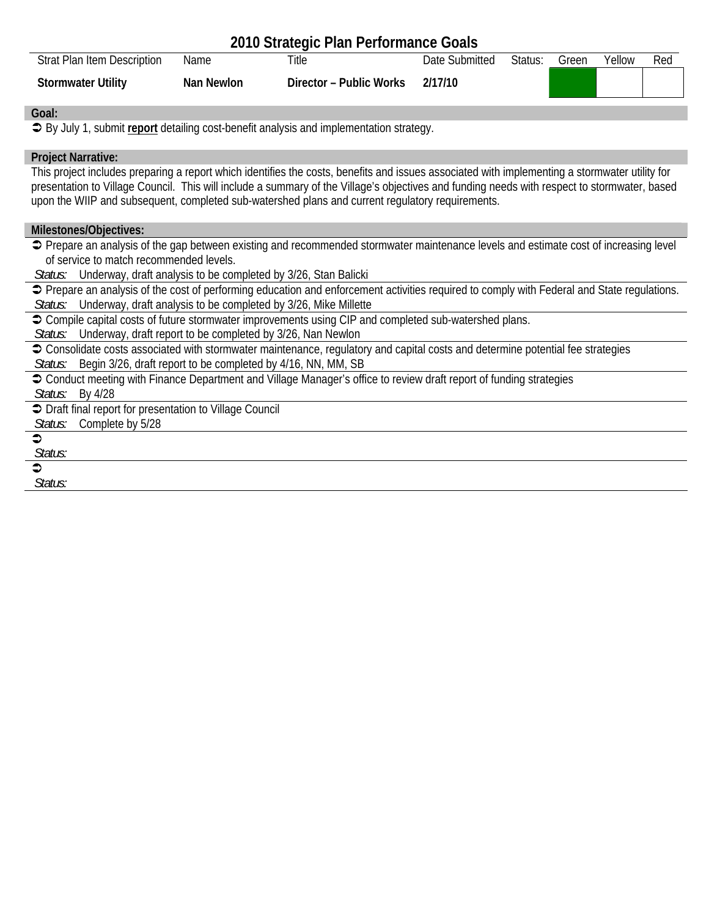# 2010 Strategic Plan Performance Goals

| Strat Plan Item Description | Name | Title | Date Submitted | Status: | Green | Yellow | Red |
|---|---|---|---|---|---|---|---|
| **Stormwater Utility** | **Nan Newlon** | **Director – Public Works** | **2/17/10** | | ■ | | |

**Goal:**

- By July 1, submit **report** detailing cost-benefit analysis and implementation strategy.

**Project Narrative:**

This project includes preparing a report which identifies the costs, benefits and issues associated with implementing a stormwater utility for presentation to Village Council. This will include a summary of the Village's objectives and funding needs with respect to stormwater, based upon the WIIP and subsequent, completed sub-watershed plans and current regulatory requirements.

**Milestones/Objectives:**

- Prepare an analysis of the gap between existing and recommended stormwater maintenance levels and estimate cost of increasing level of service to match recommended levels.
  *Status:* Underway, draft analysis to be completed by 3/26, Stan Balicki
- Prepare an analysis of the cost of performing education and enforcement activities required to comply with Federal and State regulations.
  *Status:* Underway, draft analysis to be completed by 3/26, Mike Millette
- Compile capital costs of future stormwater improvements using CIP and completed sub-watershed plans.
  *Status:* Underway, draft report to be completed by 3/26, Nan Newlon
- Consolidate costs associated with stormwater maintenance, regulatory and capital costs and determine potential fee strategies
  *Status:* Begin 3/26, draft report to be completed by 4/16, NN, MM, SB
- Conduct meeting with Finance Department and Village Manager's office to review draft report of funding strategies
  *Status:* By 4/28
- Draft final report for presentation to Village Council
  *Status:* Complete by 5/28
- 
  *Status:*
- 
  *Status:*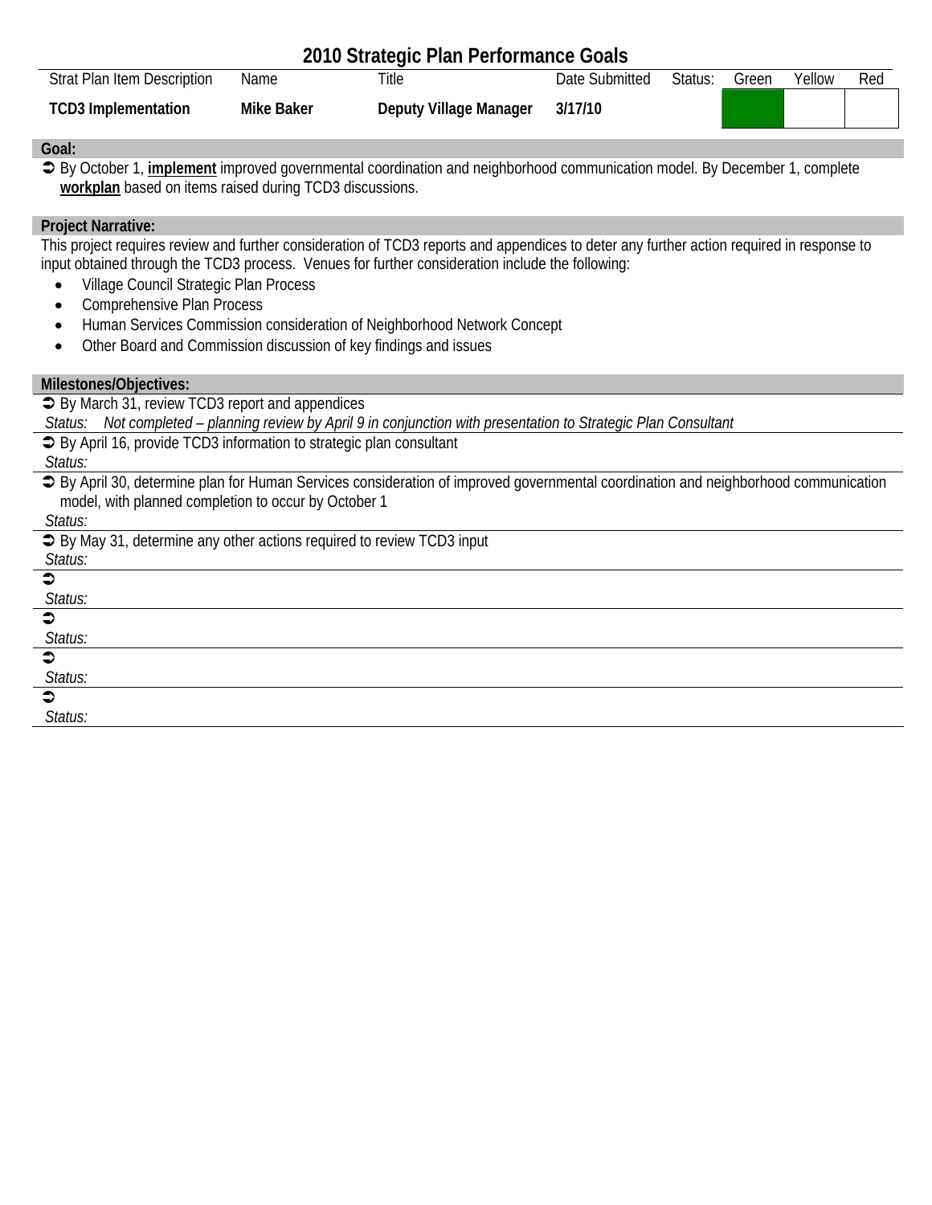# 2010 Strategic Plan Performance Goals

| Strat Plan Item Description | Name | Title | Date Submitted | Status: | Green | Yellow | Red |
|---|---|---|---|---|---|---|---|
| **TCD3 Implementation** | **Mike Baker** | **Deputy Village Manager** | **3/17/10** | | ■ | | |

**Goal:**

➲ By October 1, **implement** improved governmental coordination and neighborhood communication model. By December 1, complete **workplan** based on items raised during TCD3 discussions.

**Project Narrative:**

This project requires review and further consideration of TCD3 reports and appendices to deter any further action required in response to input obtained through the TCD3 process. Venues for further consideration include the following:

- Village Council Strategic Plan Process
- Comprehensive Plan Process
- Human Services Commission consideration of Neighborhood Network Concept
- Other Board and Commission discussion of key findings and issues

**Milestones/Objectives:**

➲ By March 31, review TCD3 report and appendices
*Status: Not completed – planning review by April 9 in conjunction with presentation to Strategic Plan Consultant*

➲ By April 16, provide TCD3 information to strategic plan consultant
*Status:*

➲ By April 30, determine plan for Human Services consideration of improved governmental coordination and neighborhood communication model, with planned completion to occur by October 1
*Status:*

➲ By May 31, determine any other actions required to review TCD3 input
*Status:*

➲
*Status:*

➲
*Status:*

➲
*Status:*

➲
*Status:*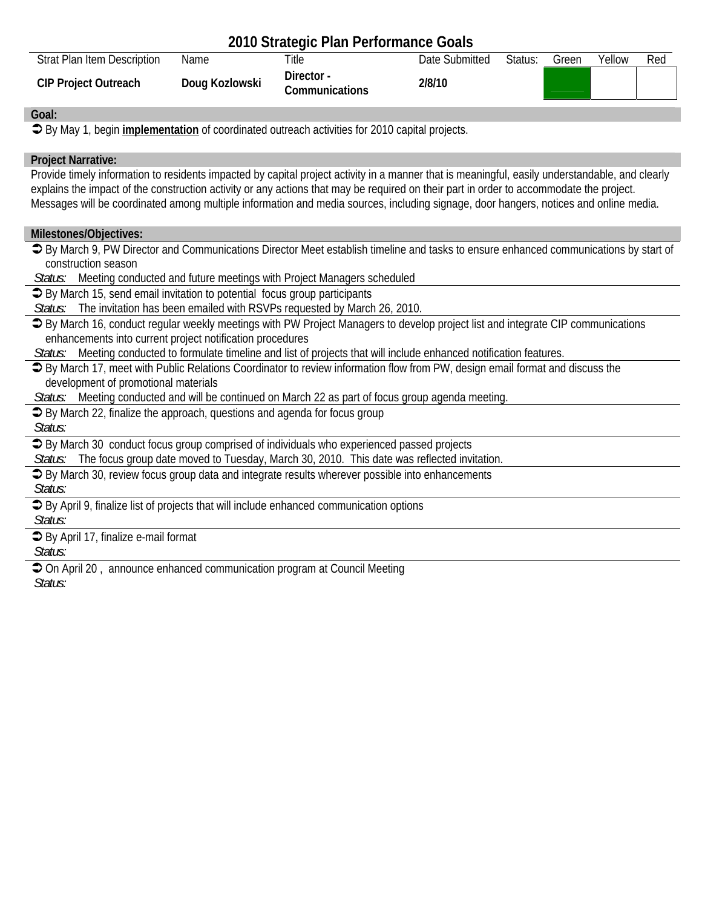# 2010 Strategic Plan Performance Goals

| Strat Plan Item Description | Name | Title | Date Submitted | Status: | Green | Yellow | Red |
|---|---|---|---|---|---|---|---|
| **CIP Project Outreach** | **Doug Kozlowski** | **Director - Communications** | **2/8/10** | | | | |

**Goal:**

➲ By May 1, begin **implementation** of coordinated outreach activities for 2010 capital projects.

**Project Narrative:**

Provide timely information to residents impacted by capital project activity in a manner that is meaningful, easily understandable, and clearly explains the impact of the construction activity or any actions that may be required on their part in order to accommodate the project. Messages will be coordinated among multiple information and media sources, including signage, door hangers, notices and online media.

**Milestones/Objectives:**

➲ By March 9, PW Director and Communications Director Meet establish timeline and tasks to ensure enhanced communications by start of construction season
*Status:* Meeting conducted and future meetings with Project Managers scheduled

➲ By March 15, send email invitation to potential focus group participants
*Status:* The invitation has been emailed with RSVPs requested by March 26, 2010.

➲ By March 16, conduct regular weekly meetings with PW Project Managers to develop project list and integrate CIP communications enhancements into current project notification procedures
*Status:* Meeting conducted to formulate timeline and list of projects that will include enhanced notification features.

➲ By March 17, meet with Public Relations Coordinator to review information flow from PW, design email format and discuss the development of promotional materials
*Status:* Meeting conducted and will be continued on March 22 as part of focus group agenda meeting.

➲ By March 22, finalize the approach, questions and agenda for focus group
*Status:*

➲ By March 30 conduct focus group comprised of individuals who experienced passed projects
*Status:* The focus group date moved to Tuesday, March 30, 2010. This date was reflected invitation.

➲ By March 30, review focus group data and integrate results wherever possible into enhancements
*Status:*

➲ By April 9, finalize list of projects that will include enhanced communication options
*Status:*

➲ By April 17, finalize e-mail format
*Status:*

➲ On April 20 , announce enhanced communication program at Council Meeting
*Status:*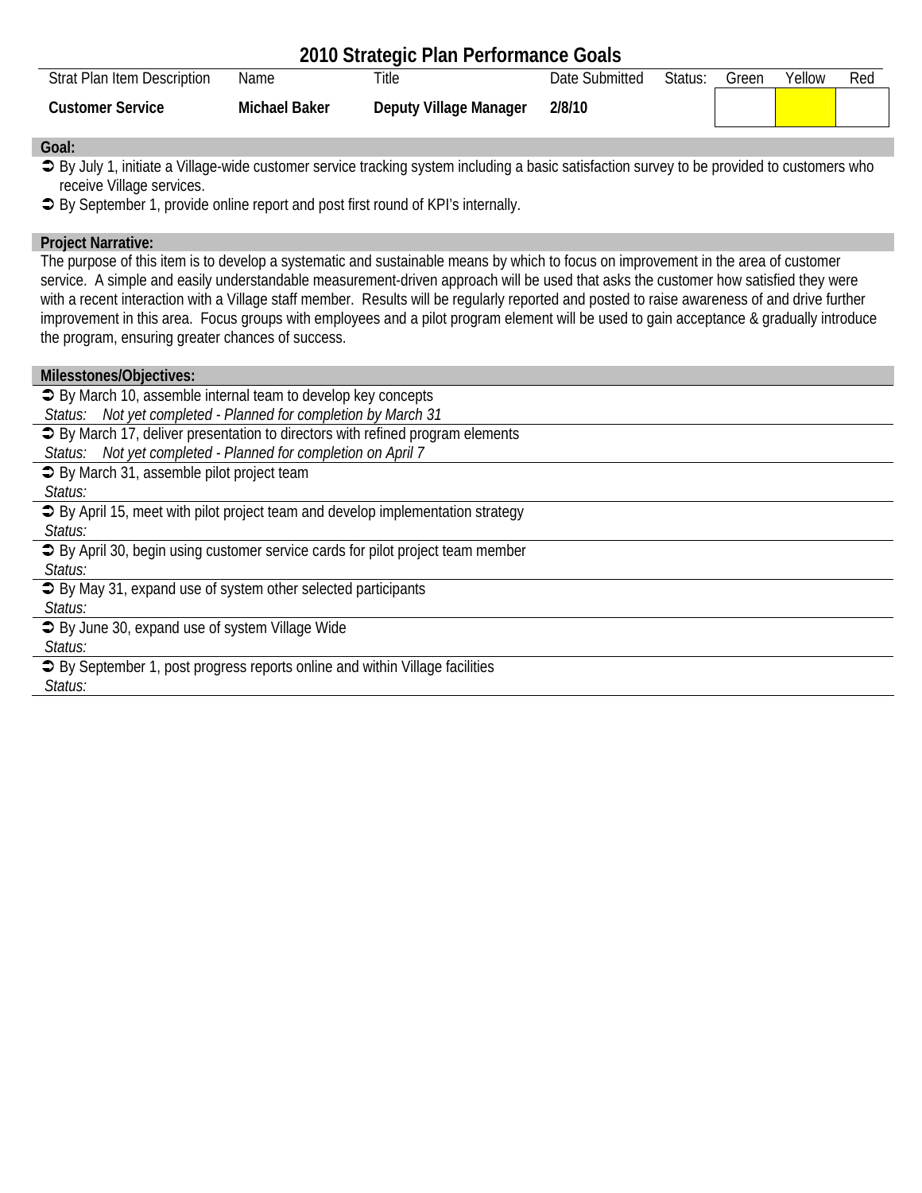# 2010 Strategic Plan Performance Goals

| Strat Plan Item Description | Name | Title | Date Submitted | Status: | Green | Yellow | Red |
|---|---|---|---|---|---|---|---|
| **Customer Service** | **Michael Baker** | **Deputy Village Manager** | **2/8/10** | | | ■ | |

## Goal:

- ➲ By July 1, initiate a Village-wide customer service tracking system including a basic satisfaction survey to be provided to customers who receive Village services.
- ➲ By September 1, provide online report and post first round of KPI's internally.

## Project Narrative:

The purpose of this item is to develop a systematic and sustainable means by which to focus on improvement in the area of customer service. A simple and easily understandable measurement-driven approach will be used that asks the customer how satisfied they were with a recent interaction with a Village staff member. Results will be regularly reported and posted to raise awareness of and drive further improvement in this area. Focus groups with employees and a pilot program element will be used to gain acceptance & gradually introduce the program, ensuring greater chances of success.

## Milestones/Objectives:

- ➲ By March 10, assemble internal team to develop key concepts
  *Status: Not yet completed - Planned for completion by March 31*
- ➲ By March 17, deliver presentation to directors with refined program elements
  *Status: Not yet completed - Planned for completion on April 7*
- ➲ By March 31, assemble pilot project team
  *Status:*
- ➲ By April 15, meet with pilot project team and develop implementation strategy
  *Status:*
- ➲ By April 30, begin using customer service cards for pilot project team member
  *Status:*
- ➲ By May 31, expand use of system other selected participants
  *Status:*
- ➲ By June 30, expand use of system Village Wide
  *Status:*
- ➲ By September 1, post progress reports online and within Village facilities
  *Status:*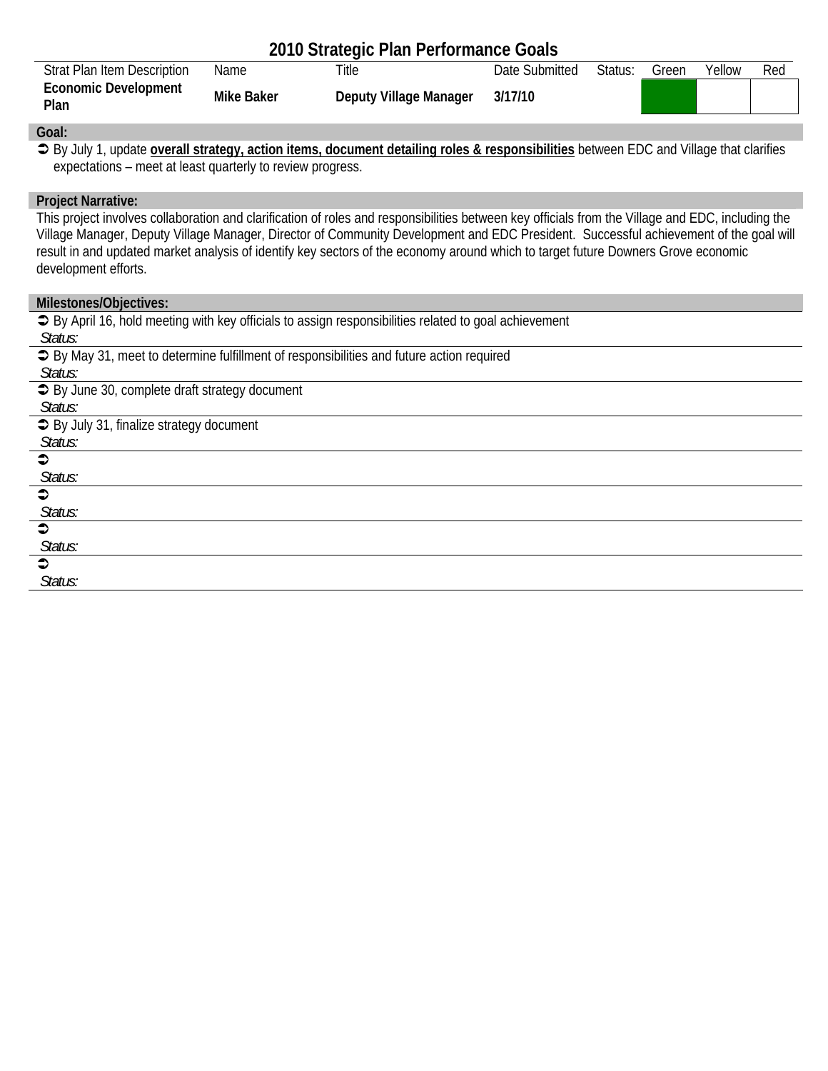# 2010 Strategic Plan Performance Goals

| Strat Plan Item Description | Name | Title | Date Submitted | Status: | Green | Yellow | Red |
|---|---|---|---|---|---|---|---|
| **Economic Development Plan** | **Mike Baker** | **Deputy Village Manager** | **3/17/10** | | | | |

**Goal:**

➲ By July 1, update **overall strategy, action items, document detailing roles & responsibilities** between EDC and Village that clarifies expectations – meet at least quarterly to review progress.

**Project Narrative:**

This project involves collaboration and clarification of roles and responsibilities between key officials from the Village and EDC, including the Village Manager, Deputy Village Manager, Director of Community Development and EDC President. Successful achievement of the goal will result in and updated market analysis of identify key sectors of the economy around which to target future Downers Grove economic development efforts.

**Milestones/Objectives:**

➲ By April 16, hold meeting with key officials to assign responsibilities related to goal achievement
*Status:*

➲ By May 31, meet to determine fulfillment of responsibilities and future action required
*Status:*

➲ By June 30, complete draft strategy document
*Status:*

➲ By July 31, finalize strategy document
*Status:*

➲
*Status:*

➲
*Status:*

➲
*Status:*

➲
*Status:*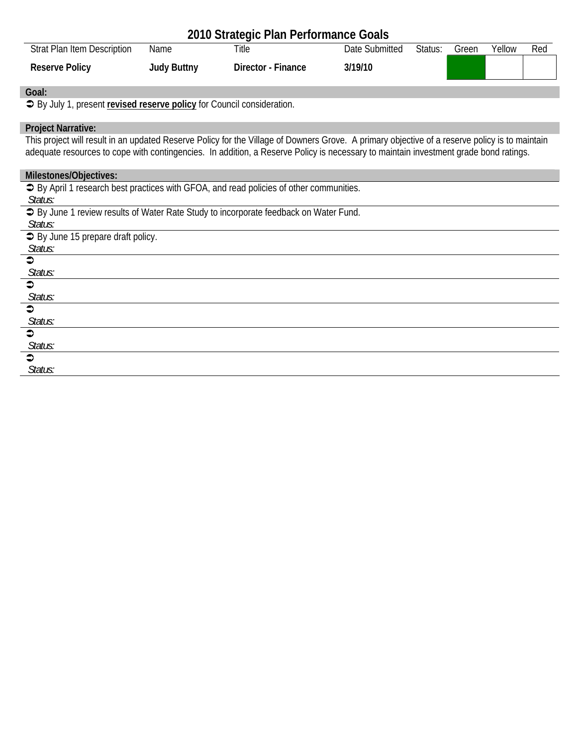# 2010 Strategic Plan Performance Goals

| Strat Plan Item Description | Name | Title | Date Submitted | Status: | Green | Yellow | Red |
|---|---|---|---|---|---|---|---|
| **Reserve Policy** | **Judy Buttny** | **Director - Finance** | **3/19/10** | | ■ | | |

**Goal:**

➲ By July 1, present **revised reserve policy** for Council consideration.

**Project Narrative:**

This project will result in an updated Reserve Policy for the Village of Downers Grove. A primary objective of a reserve policy is to maintain adequate resources to cope with contingencies. In addition, a Reserve Policy is necessary to maintain investment grade bond ratings.

**Milestones/Objectives:**

➲ By April 1 research best practices with GFOA, and read policies of other communities.
*Status:*

➲ By June 1 review results of Water Rate Study to incorporate feedback on Water Fund.
*Status:*

➲ By June 15 prepare draft policy.
*Status:*

➲
*Status:*

➲
*Status:*

➲
*Status:*

➲
*Status:*

➲
*Status:*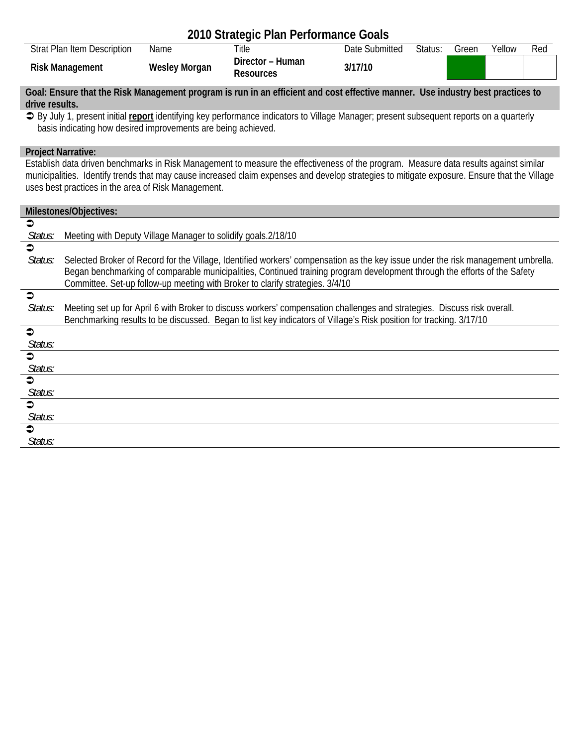# 2010 Strategic Plan Performance Goals

| Strat Plan Item Description | Name | Title | Date Submitted | Status: | Green | Yellow | Red |
|---|---|---|---|---|---|---|---|
| **Risk Management** | **Wesley Morgan** | **Director – Human Resources** | **3/17/10** | | | | |

**Goal: Ensure that the Risk Management program is run in an efficient and cost effective manner. Use industry best practices to drive results.**

- By July 1, present initial **report** identifying key performance indicators to Village Manager; present subsequent reports on a quarterly basis indicating how desired improvements are being achieved.

**Project Narrative:**

Establish data driven benchmarks in Risk Management to measure the effectiveness of the program. Measure data results against similar municipalities. Identify trends that may cause increased claim expenses and develop strategies to mitigate exposure. Ensure that the Village uses best practices in the area of Risk Management.

**Milestones/Objectives:**

- *Status:* Meeting with Deputy Village Manager to solidify goals.2/18/10
- *Status:* Selected Broker of Record for the Village, Identified workers' compensation as the key issue under the risk management umbrella. Began benchmarking of comparable municipalities, Continued training program development through the efforts of the Safety Committee. Set-up follow-up meeting with Broker to clarify strategies. 3/4/10
- *Status:* Meeting set up for April 6 with Broker to discuss workers' compensation challenges and strategies. Discuss risk overall. Benchmarking results to be discussed. Began to list key indicators of Village's Risk position for tracking. 3/17/10
- *Status:*
- *Status:*
- *Status:*
- *Status:*
- *Status:*